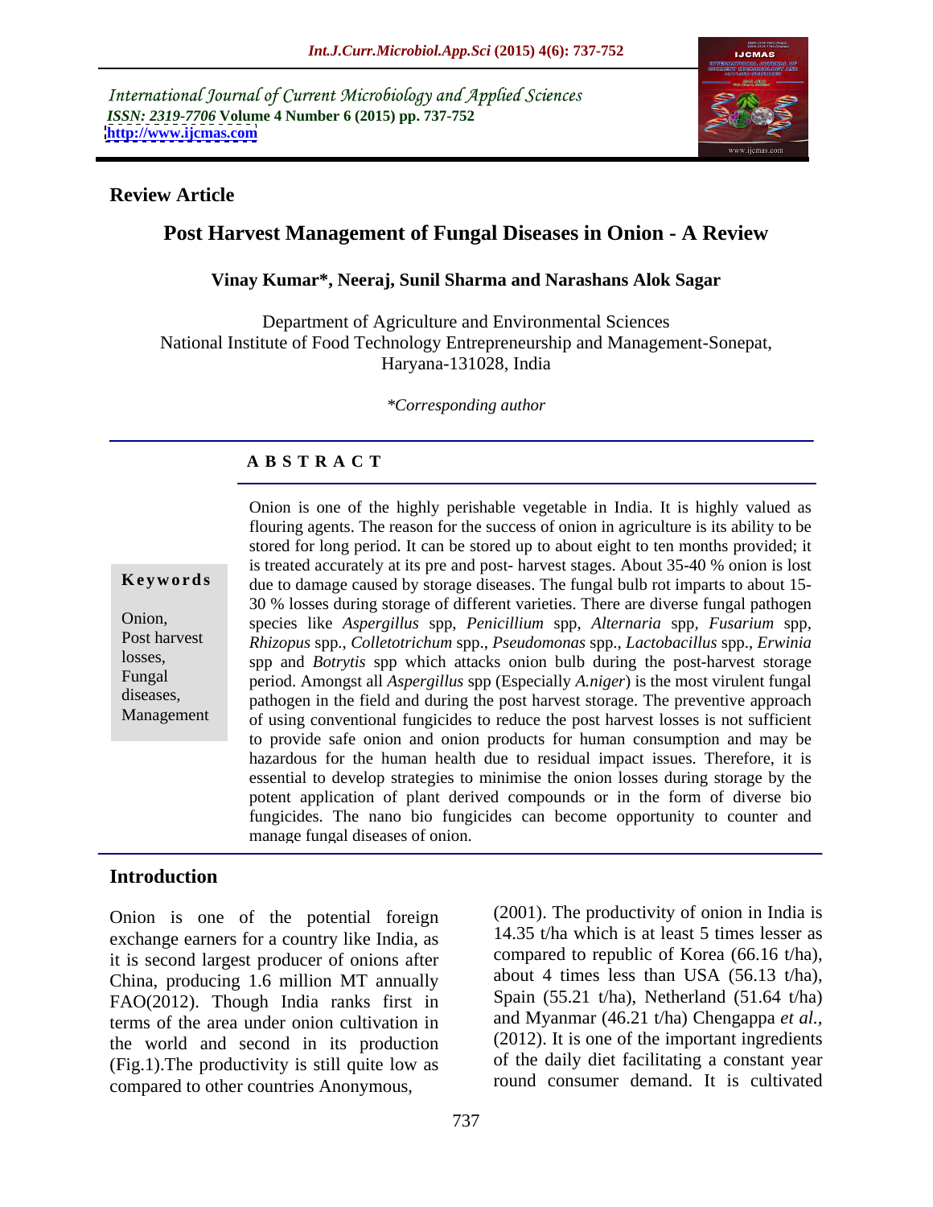International Journal of Current Microbiology and Applied Sciences
*ISSN: 2319-7706* **Volume 4 Number 6 (2015) pp. 737-752**
**http://www.ijcmas.com**

**Review Article**

# Post Harvest Management of Fungal Diseases in Onion - A Review

**Vinay Kumar\*, Neeraj, Sunil Sharma and Narashans Alok Sagar**

Department of Agriculture and Environmental Sciences
National Institute of Food Technology Entrepreneurship and Management-Sonepat, Haryana-131028, India

*\*Corresponding author*

## A B S T R A C T

**Keywords**

Onion, Post harvest losses, Fungal diseases, Management

Onion is one of the highly perishable vegetable in India. It is highly valued as flouring agents. The reason for the success of onion in agriculture is its ability to be stored for long period. It can be stored up to about eight to ten months provided; it is treated accurately at its pre and post- harvest stages. About 35-40 % onion is lost due to damage caused by storage diseases. The fungal bulb rot imparts to about 15-30 % losses during storage of different varieties. There are diverse fungal pathogen species like *Aspergillus* spp, *Penicillium* spp, *Alternaria* spp, *Fusarium* spp, *Rhizopus* spp., *Colletotrichum* spp., *Pseudomonas* spp., *Lactobacillus* spp., *Erwinia* spp and *Botrytis* spp which attacks onion bulb during the post-harvest storage period. Amongst all *Aspergillus* spp (Especially *A.niger*) is the most virulent fungal pathogen in the field and during the post harvest storage. The preventive approach of using conventional fungicides to reduce the post harvest losses is not sufficient to provide safe onion and onion products for human consumption and may be hazardous for the human health due to residual impact issues. Therefore, it is essential to develop strategies to minimise the onion losses during storage by the potent application of plant derived compounds or in the form of diverse bio fungicides. The nano bio fungicides can become opportunity to counter and manage fungal diseases of onion.

## Introduction

Onion is one of the potential foreign exchange earners for a country like India, as it is second largest producer of onions after China, producing 1.6 million MT annually FAO(2012). Though India ranks first in terms of the area under onion cultivation in the world and second in its production (Fig.1).The productivity is still quite low as compared to other countries Anonymous, (2001). The productivity of onion in India is 14.35 t/ha which is at least 5 times lesser as compared to republic of Korea (66.16 t/ha), about 4 times less than USA (56.13 t/ha), Spain (55.21 t/ha), Netherland (51.64 t/ha) and Myanmar (46.21 t/ha) Chengappa *et al.,* (2012). It is one of the important ingredients of the daily diet facilitating a constant year round consumer demand. It is cultivated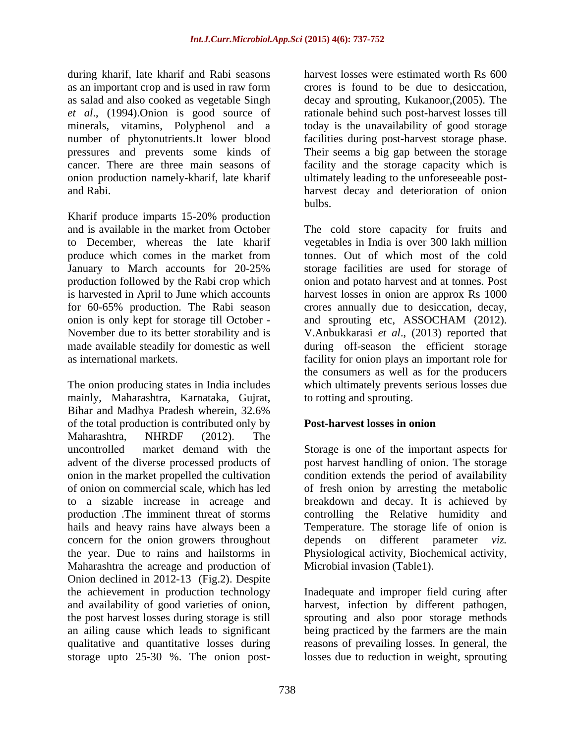during kharif, late kharif and Rabi seasons as an important crop and is used in raw form as salad and also cooked as vegetable Singh *et al*., (1994).Onion is good source of minerals, vitamins, Polyphenol and a number of phytonutrients.It lower blood pressures and prevents some kinds of cancer. There are three main seasons of onion production namely-kharif, late kharif and Rabi.

Kharif produce imparts 15-20% production and is available in the market from October to December, whereas the late kharif produce which comes in the market from January to March accounts for 20-25% production followed by the Rabi crop which is harvested in April to June which accounts for 60-65% production. The Rabi season onion is only kept for storage till October - November due to its better storability and is made available steadily for domestic as well as international markets.

The onion producing states in India includes mainly, Maharashtra, Karnataka, Gujrat, Bihar and Madhya Pradesh wherein, 32.6% of the total production is contributed only by Maharashtra, NHRDF (2012). The uncontrolled market demand with the advent of the diverse processed products of onion in the market propelled the cultivation of onion on commercial scale, which has led to a sizable increase in acreage and production .The imminent threat of storms hails and heavy rains have always been a concern for the onion growers throughout the year. Due to rains and hailstorms in Maharashtra the acreage and production of Onion declined in 2012-13 (Fig.2). Despite the achievement in production technology and availability of good varieties of onion, the post harvest losses during storage is still an ailing cause which leads to significant qualitative and quantitative losses during storage upto 25-30 %. The onion post-harvest losses were estimated worth Rs 600 crores is found to be due to desiccation, decay and sprouting, Kukanoor,(2005). The rationale behind such post-harvest losses till today is the unavailability of good storage facilities during post-harvest storage phase. Their seems a big gap between the storage facility and the storage capacity which is ultimately leading to the unforeseeable post-harvest decay and deterioration of onion bulbs.

The cold store capacity for fruits and vegetables in India is over 300 lakh million tonnes. Out of which most of the cold storage facilities are used for storage of onion and potato harvest and at tonnes. Post harvest losses in onion are approx Rs 1000 crores annually due to desiccation, decay, and sprouting etc, ASSOCHAM (2012). V.Anbukkarasi *et al*., (2013) reported that during off-season the efficient storage facility for onion plays an important role for the consumers as well as for the producers which ultimately prevents serious losses due to rotting and sprouting.

## Post-harvest losses in onion

Storage is one of the important aspects for post harvest handling of onion. The storage condition extends the period of availability of fresh onion by arresting the metabolic breakdown and decay. It is achieved by controlling the Relative humidity and Temperature. The storage life of onion is depends on different parameter *viz.* Physiological activity, Biochemical activity, Microbial invasion (Table1).

Inadequate and improper field curing after harvest, infection by different pathogen, sprouting and also poor storage methods being practiced by the farmers are the main reasons of prevailing losses. In general, the losses due to reduction in weight, sprouting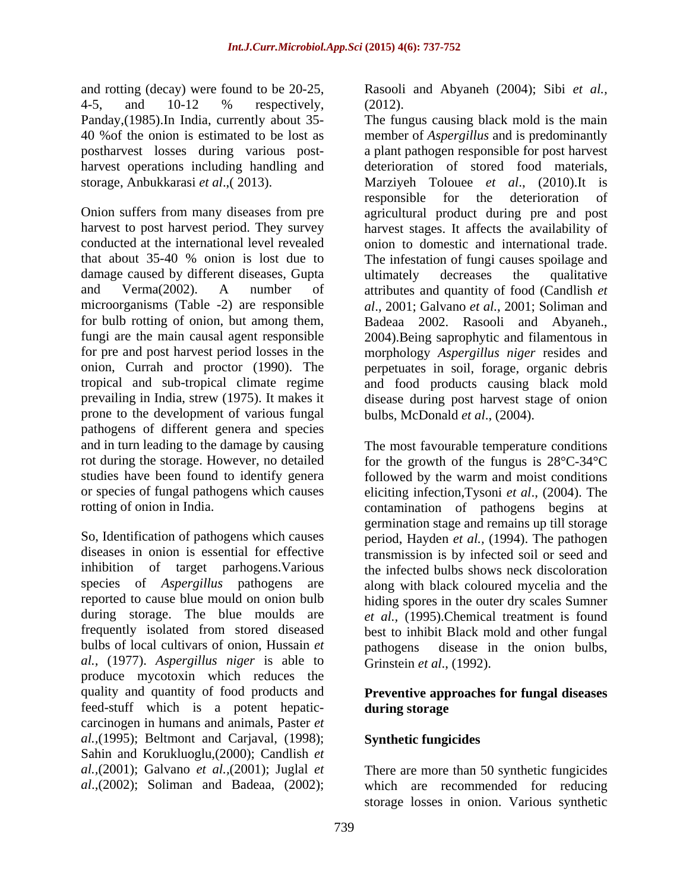and rotting (decay) were found to be 20-25, 4-5, and 10-12 % respectively, Panday,(1985).In India, currently about 35-40 %of the onion is estimated to be lost as postharvest losses during various post-harvest operations including handling and storage, Anbukkarasi *et al*.,( 2013).

Onion suffers from many diseases from pre harvest to post harvest period. They survey conducted at the international level revealed that about 35-40 % onion is lost due to damage caused by different diseases, Gupta and Verma(2002). A number of microorganisms (Table -2) are responsible for bulb rotting of onion, but among them, fungi are the main causal agent responsible for pre and post harvest period losses in the onion, Currah and proctor (1990). The tropical and sub-tropical climate regime prevailing in India, strew (1975). It makes it prone to the development of various fungal pathogens of different genera and species and in turn leading to the damage by causing rot during the storage. However, no detailed studies have been found to identify genera or species of fungal pathogens which causes rotting of onion in India.

So, Identification of pathogens which causes diseases in onion is essential for effective inhibition of target parhogens.Various species of *Aspergillus* pathogens are reported to cause blue mould on onion bulb during storage. The blue moulds are frequently isolated from stored diseased bulbs of local cultivars of onion, Hussain *et al.,* (1977). *Aspergillus niger* is able to produce mycotoxin which reduces the quality and quantity of food products and feed-stuff which is a potent hepatic-carcinogen in humans and animals, Paster *et al.,*(1995); Beltmont and Carjaval, (1998); Sahin and Korukluoglu,(2000); Candlish *et al.,*(2001); Galvano *et al.,*(2001); Juglal *et al*.,(2002); Soliman and Badeaa, (2002); Rasooli and Abyaneh (2004); Sibi *et al.,* (2012).

The fungus causing black mold is the main member of *Aspergillus* and is predominantly a plant pathogen responsible for post harvest deterioration of stored food materials, Marziyeh Tolouee *et al*., (2010).It is responsible for the deterioration of agricultural product during pre and post harvest stages. It affects the availability of onion to domestic and international trade. The infestation of fungi causes spoilage and ultimately decreases the qualitative attributes and quantity of food (Candlish *et al*., 2001; Galvano *et al.,* 2001; Soliman and Badeaa 2002. Rasooli and Abyaneh., 2004).Being saprophytic and filamentous in morphology *Aspergillus niger* resides and perpetuates in soil, forage, organic debris and food products causing black mold disease during post harvest stage of onion bulbs, McDonald *et al*., (2004).

The most favourable temperature conditions for the growth of the fungus is 28°C-34°C followed by the warm and moist conditions eliciting infection,Tysoni *et al*., (2004). The contamination of pathogens begins at germination stage and remains up till storage period, Hayden *et al.,* (1994). The pathogen transmission is by infected soil or seed and the infected bulbs shows neck discoloration along with black coloured mycelia and the hiding spores in the outer dry scales Sumner *et al.,* (1995).Chemical treatment is found best to inhibit Black mold and other fungal pathogens disease in the onion bulbs, Grinstein *et al*., (1992).

## Preventive approaches for fungal diseases during storage

### Synthetic fungicides

There are more than 50 synthetic fungicides which are recommended for reducing storage losses in onion. Various synthetic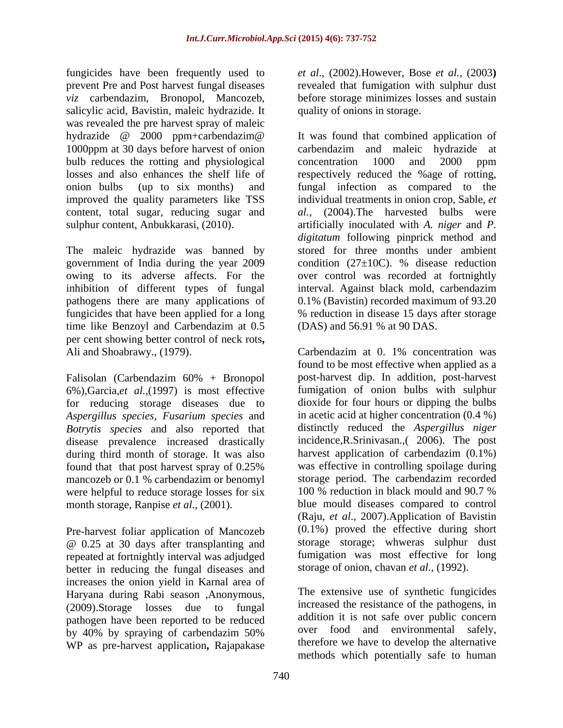fungicides have been frequently used to prevent Pre and Post harvest fungal diseases *viz* carbendazim, Bronopol, Mancozeb, salicylic acid, Bavistin, maleic hydrazide. It was revealed the pre harvest spray of maleic hydrazide @ 2000 ppm+carbendazim@ 1000ppm at 30 days before harvest of onion bulb reduces the rotting and physiological losses and also enhances the shelf life of onion bulbs (up to six months) and improved the quality parameters like TSS content, total sugar, reducing sugar and sulphur content, Anbukkarasi, (2010).

The maleic hydrazide was banned by government of India during the year 2009 owing to its adverse affects. For the inhibition of different types of fungal pathogens there are many applications of fungicides that have been applied for a long time like Benzoyl and Carbendazim at 0.5 per cent showing better control of neck rots**,** Ali and Shoabrawy., (1979).

Falisolan (Carbendazim 60% + Bronopol 6%),Garcia,*et al.,*(1997) is most effective for reducing storage diseases due to *Aspergillus species*, *Fusarium species* and *Botrytis species* and also reported that disease prevalence increased drastically during third month of storage. It was also found that that post harvest spray of 0.25% mancozeb or 0.1 % carbendazim or benomyl were helpful to reduce storage losses for six month storage, Ranpise *et al*., (2001).

Pre-harvest foliar application of Mancozeb @ 0.25 at 30 days after transplanting and repeated at fortnightly interval was adjudged better in reducing the fungal diseases and increases the onion yield in Karnal area of Haryana during Rabi season ,Anonymous, (2009).Storage losses due to fungal pathogen have been reported to be reduced by 40% by spraying of carbendazim 50% WP as pre-harvest application**,** Rajapakase *et al*., (2002).However, Bose *et al.*, (2003**)** revealed that fumigation with sulphur dust before storage minimizes losses and sustain quality of onions in storage.

It was found that combined application of carbendazim and maleic hydrazide at concentration 1000 and 2000 ppm respectively reduced the %age of rotting, fungal infection as compared to the individual treatments in onion crop, Sable, *et al.*, (2004).The harvested bulbs were artificially inoculated with *A. niger* and *P. digitatum* following pinprick method and stored for three months under ambient condition (27±10C). % disease reduction over control was recorded at fortnightly interval. Against black mold, carbendazim 0.1% (Bavistin) recorded maximum of 93.20 % reduction in disease 15 days after storage (DAS) and 56.91 % at 90 DAS.

Carbendazim at 0. 1% concentration was found to be most effective when applied as a post-harvest dip. In addition, post-harvest fumigation of onion bulbs with sulphur dioxide for four hours or dipping the bulbs in acetic acid at higher concentration (0.4 %) distinctly reduced the *Aspergillus niger* incidence,R.Srinivasan.,( 2006). The post harvest application of carbendazim (0.1%) was effective in controlling spoilage during storage period. The carbendazim recorded 100 % reduction in black mould and 90.7 % blue mould diseases compared to control (Raju, *et al*., 2007).Application of Bavistin (0.1%) proved the effective during short storage storage; whweras sulphur dust fumigation was most effective for long storage of onion, chavan *et al.,* (1992).

The extensive use of synthetic fungicides increased the resistance of the pathogens, in addition it is not safe over public concern over food and environmental safely, therefore we have to develop the alternative methods which potentially safe to human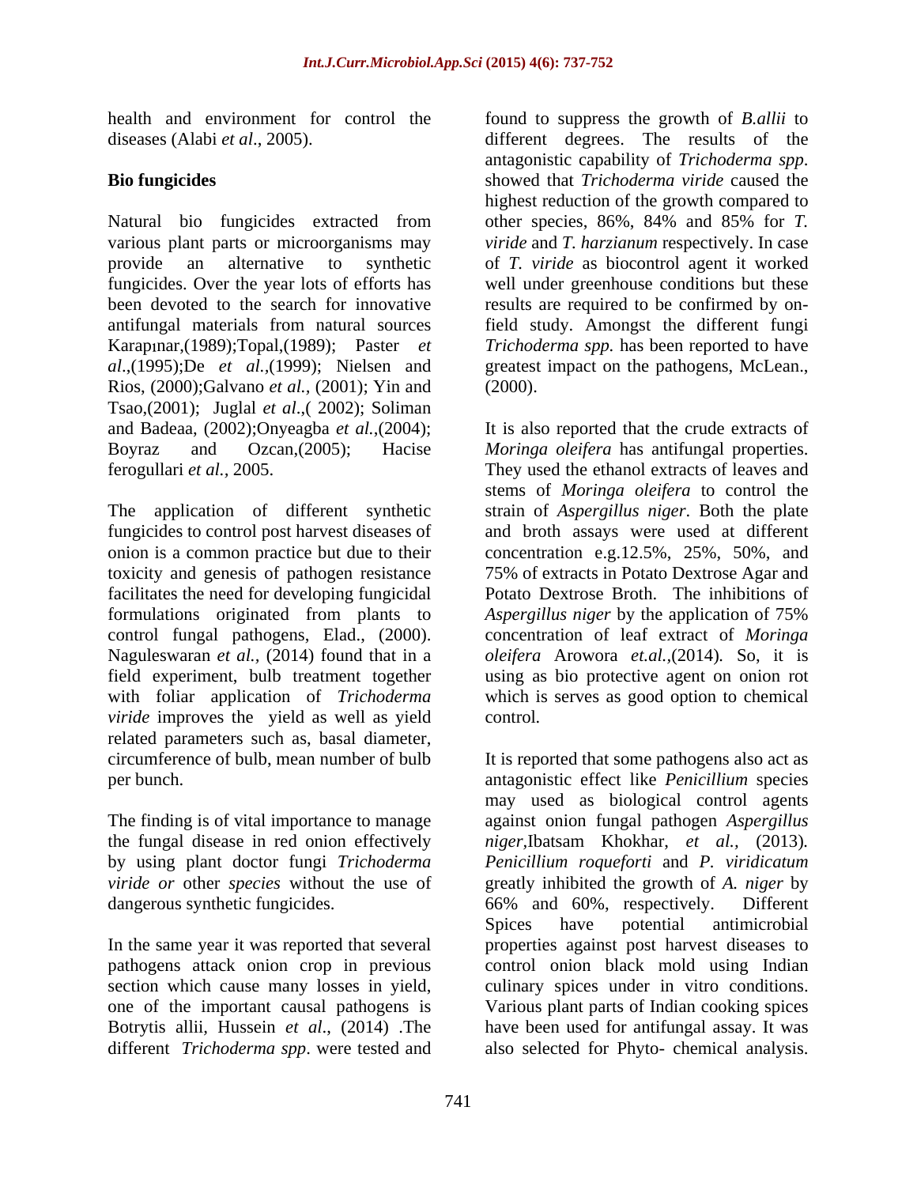health and environment for control the diseases (Alabi *et al*., 2005).

## Bio fungicides

Natural bio fungicides extracted from various plant parts or microorganisms may provide an alternative to synthetic fungicides. Over the year lots of efforts has been devoted to the search for innovative antifungal materials from natural sources Karapınar,(1989);Topal,(1989); Paster *et al*.,(1995);De *et al*.,(1999); Nielsen and Rios, (2000);Galvano *et al.,* (2001); Yin and Tsao,(2001); Juglal *et al*.,( 2002); Soliman and Badeaa, (2002);Onyeagba *et al.*,(2004); Boyraz and Ozcan,(2005); Hacise ferogullari *et al.,* 2005.

The application of different synthetic fungicides to control post harvest diseases of onion is a common practice but due to their toxicity and genesis of pathogen resistance facilitates the need for developing fungicidal formulations originated from plants to control fungal pathogens, Elad., (2000). Naguleswaran *et al.,* (2014) found that in a field experiment, bulb treatment together with foliar application of *Trichoderma viride* improves the yield as well as yield related parameters such as, basal diameter, circumference of bulb, mean number of bulb per bunch.

The finding is of vital importance to manage the fungal disease in red onion effectively by using plant doctor fungi *Trichoderma viride or* other *species* without the use of dangerous synthetic fungicides.

In the same year it was reported that several pathogens attack onion crop in previous section which cause many losses in yield, one of the important causal pathogens is Botrytis allii, Hussein *et al*., (2014) .The different *Trichoderma spp*. were tested and found to suppress the growth of *B.allii* to different degrees. The results of the antagonistic capability of *Trichoderma spp*. showed that *Trichoderma viride* caused the highest reduction of the growth compared to other species, 86%, 84% and 85% for *T. viride* and *T. harzianum* respectively. In case of *T. viride* as biocontrol agent it worked well under greenhouse conditions but these results are required to be confirmed by on-field study. Amongst the different fungi *Trichoderma spp.* has been reported to have greatest impact on the pathogens, McLean., (2000).

It is also reported that the crude extracts of *Moringa oleifera* has antifungal properties. They used the ethanol extracts of leaves and stems of *Moringa oleifera* to control the strain of *Aspergillus niger*. Both the plate and broth assays were used at different concentration e.g.12.5%, 25%, 50%, and 75% of extracts in Potato Dextrose Agar and Potato Dextrose Broth. The inhibitions of *Aspergillus niger* by the application of 75% concentration of leaf extract of *Moringa oleifera* Arowora *et.al.*,(2014)*.* So, it is using as bio protective agent on onion rot which is serves as good option to chemical control*.*

It is reported that some pathogens also act as antagonistic effect like *Penicillium* species may used as biological control agents against onion fungal pathogen *Aspergillus niger,*Ibatsam Khokhar, *et al.,* (2013)*. Penicillium roqueforti* and *P. viridicatum* greatly inhibited the growth of *A. niger* by 66% and 60%, respectively. Different Spices have potential antimicrobial properties against post harvest diseases to control onion black mold using Indian culinary spices under in vitro conditions. Various plant parts of Indian cooking spices have been used for antifungal assay. It was also selected for Phyto- chemical analysis.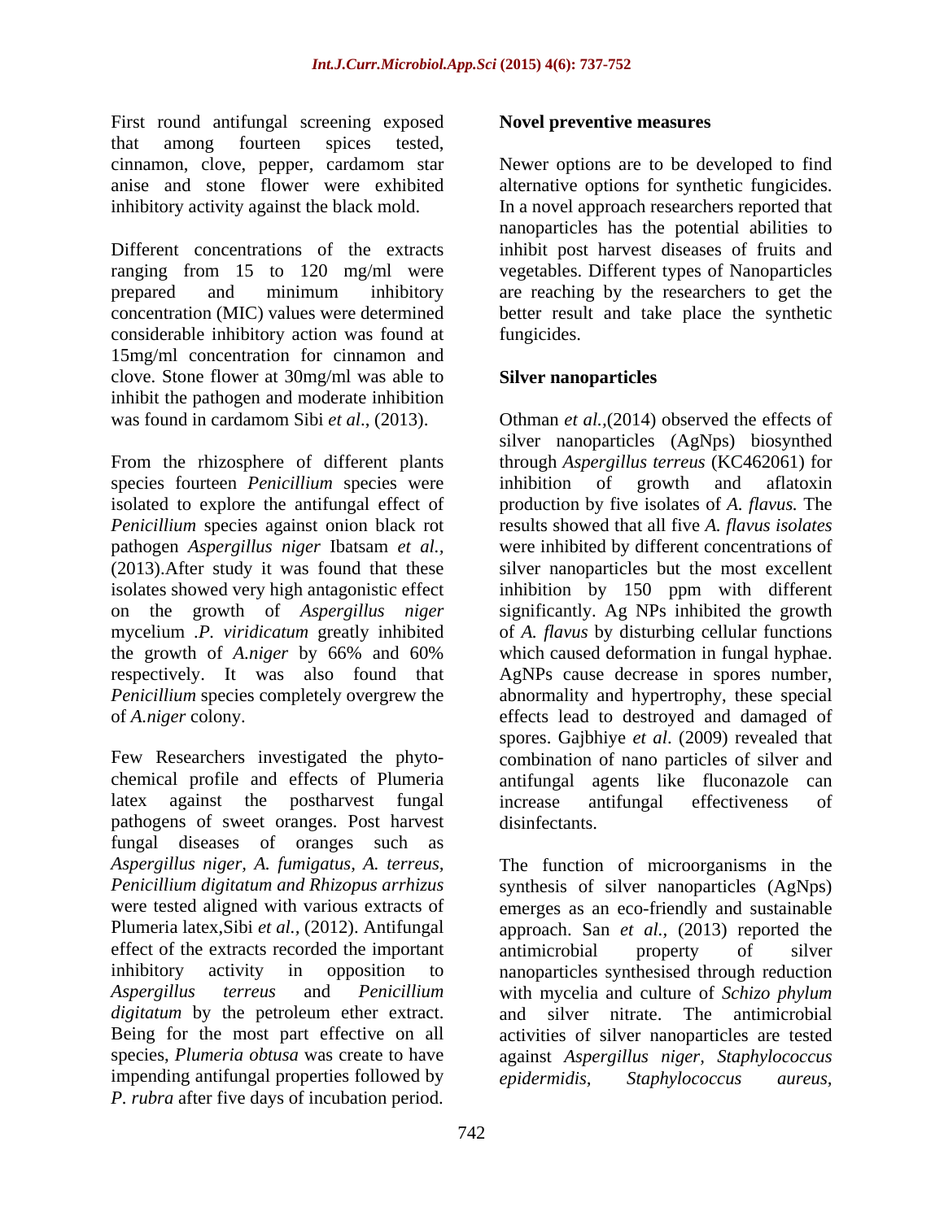First round antifungal screening exposed that among fourteen spices tested, cinnamon, clove, pepper, cardamom star anise and stone flower were exhibited inhibitory activity against the black mold.

Different concentrations of the extracts ranging from 15 to 120 mg/ml were prepared and minimum inhibitory concentration (MIC) values were determined considerable inhibitory action was found at 15mg/ml concentration for cinnamon and clove. Stone flower at 30mg/ml was able to inhibit the pathogen and moderate inhibition was found in cardamom Sibi *et al*., (2013).

From the rhizosphere of different plants species fourteen *Penicillium* species were isolated to explore the antifungal effect of *Penicillium* species against onion black rot pathogen *Aspergillus niger* Ibatsam *et al.*, (2013).After study it was found that these isolates showed very high antagonistic effect on the growth of *Aspergillus niger* mycelium .*P. viridicatum* greatly inhibited the growth of *A.niger* by 66% and 60% respectively. It was also found that *Penicillium* species completely overgrew the of *A.niger* colony.

Few Researchers investigated the phyto-chemical profile and effects of Plumeria latex against the postharvest fungal pathogens of sweet oranges. Post harvest fungal diseases of oranges such as *Aspergillus niger, A. fumigatus, A. terreus, Penicillium digitatum and Rhizopus arrhizus* were tested aligned with various extracts of Plumeria latex,Sibi *et al.,* (2012). Antifungal effect of the extracts recorded the important inhibitory activity in opposition to *Aspergillus terreus* and *Penicillium digitatum* by the petroleum ether extract. Being for the most part effective on all species, *Plumeria obtusa* was create to have impending antifungal properties followed by *P. rubra* after five days of incubation period.

**Novel preventive measures**

Newer options are to be developed to find alternative options for synthetic fungicides. In a novel approach researchers reported that nanoparticles has the potential abilities to inhibit post harvest diseases of fruits and vegetables. Different types of Nanoparticles are reaching by the researchers to get the better result and take place the synthetic fungicides.

**Silver nanoparticles**

Othman *et al.,*(2014) observed the effects of silver nanoparticles (AgNps) biosynthed through *Aspergillus terreus* (KC462061) for inhibition of growth and aflatoxin production by five isolates of *A. flavus.* The results showed that all five *A. flavus isolates* were inhibited by different concentrations of silver nanoparticles but the most excellent inhibition by 150 ppm with different significantly. Ag NPs inhibited the growth of *A. flavus* by disturbing cellular functions which caused deformation in fungal hyphae. AgNPs cause decrease in spores number, abnormality and hypertrophy, these special effects lead to destroyed and damaged of spores. Gajbhiye *et al*. (2009) revealed that combination of nano particles of silver and antifungal agents like fluconazole can increase antifungal effectiveness of disinfectants.

The function of microorganisms in the synthesis of silver nanoparticles (AgNps) emerges as an eco-friendly and sustainable approach. San *et al.,* (2013) reported the antimicrobial property of silver nanoparticles synthesised through reduction with mycelia and culture of *Schizo phylum* and silver nitrate. The antimicrobial activities of silver nanoparticles are tested against *Aspergillus niger, Staphylococcus epidermidis, Staphylococcus aureus,*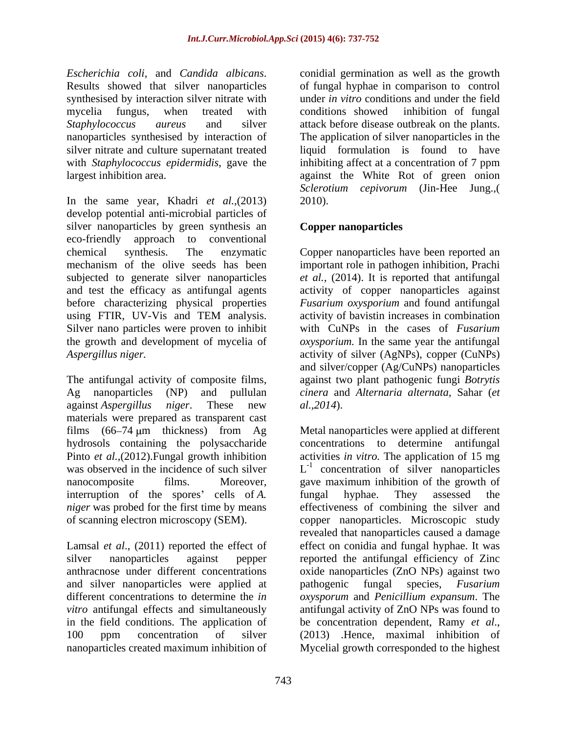*Escherichia coli*, and *Candida albicans*. Results showed that silver nanoparticles synthesised by interaction silver nitrate with mycelia fungus, when treated with *Staphylococcus aureus* and silver nanoparticles synthesised by interaction of silver nitrate and culture supernatant treated with *Staphylococcus epidermidis*, gave the largest inhibition area.

In the same year, Khadri *et al.*,(2013) develop potential anti-microbial particles of silver nanoparticles by green synthesis an eco-friendly approach to conventional chemical synthesis. The enzymatic mechanism of the olive seeds has been subjected to generate silver nanoparticles and test the efficacy as antifungal agents before characterizing physical properties using FTIR, UV-Vis and TEM analysis. Silver nano particles were proven to inhibit the growth and development of mycelia of *Aspergillus niger.*

The antifungal activity of composite films, Ag nanoparticles (NP) and pullulan against *Aspergillus niger*. These new materials were prepared as transparent cast films (66–74 μm thickness) from Ag hydrosols containing the polysaccharide Pinto *et al.*,(2012).Fungal growth inhibition was observed in the incidence of such silver nanocomposite films. Moreover, interruption of the spores' cells of *A. niger* was probed for the first time by means of scanning electron microscopy (SEM).

Lamsal *et al*., (2011) reported the effect of silver nanoparticles against pepper anthracnose under different concentrations and silver nanoparticles were applied at different concentrations to determine the *in vitro* antifungal effects and simultaneously in the field conditions. The application of 100 ppm concentration of silver nanoparticles created maximum inhibition of conidial germination as well as the growth of fungal hyphae in comparison to control under *in vitro* conditions and under the field conditions showed inhibition of fungal attack before disease outbreak on the plants. The application of silver nanoparticles in the liquid formulation is found to have inhibiting affect at a concentration of 7 ppm against the White Rot of green onion *Sclerotium cepivorum* (Jin-Hee Jung.,( 2010).

## Copper nanoparticles

Copper nanoparticles have been reported an important role in pathogen inhibition, Prachi *et al.,* (2014). It is reported that antifungal activity of copper nanoparticles against *Fusarium oxysporium* and found antifungal activity of bavistin increases in combination with CuNPs in the cases of *Fusarium oxysporium.* In the same year the antifungal activity of silver (AgNPs), copper (CuNPs) and silver/copper (Ag/CuNPs) nanoparticles against two plant pathogenic fungi *Botrytis cinera* and *Alternaria alternata,* Sahar (*et al.,2014*).

Metal nanoparticles were applied at different concentrations to determine antifungal activities *in vitro.* The application of 15 mg $L^{-1}$ concentration of silver nanoparticles gave maximum inhibition of the growth of fungal hyphae. They assessed the effectiveness of combining the silver and copper nanoparticles. Microscopic study revealed that nanoparticles caused a damage effect on conidia and fungal hyphae. It was reported the antifungal efficiency of Zinc oxide nanoparticles (ZnO NPs) against two pathogenic fungal species, *Fusarium oxysporum* and *Penicillium expansum*. The antifungal activity of ZnO NPs was found to be concentration dependent, Ramy *et al*., (2013) .Hence, maximal inhibition of Mycelial growth corresponded to the highest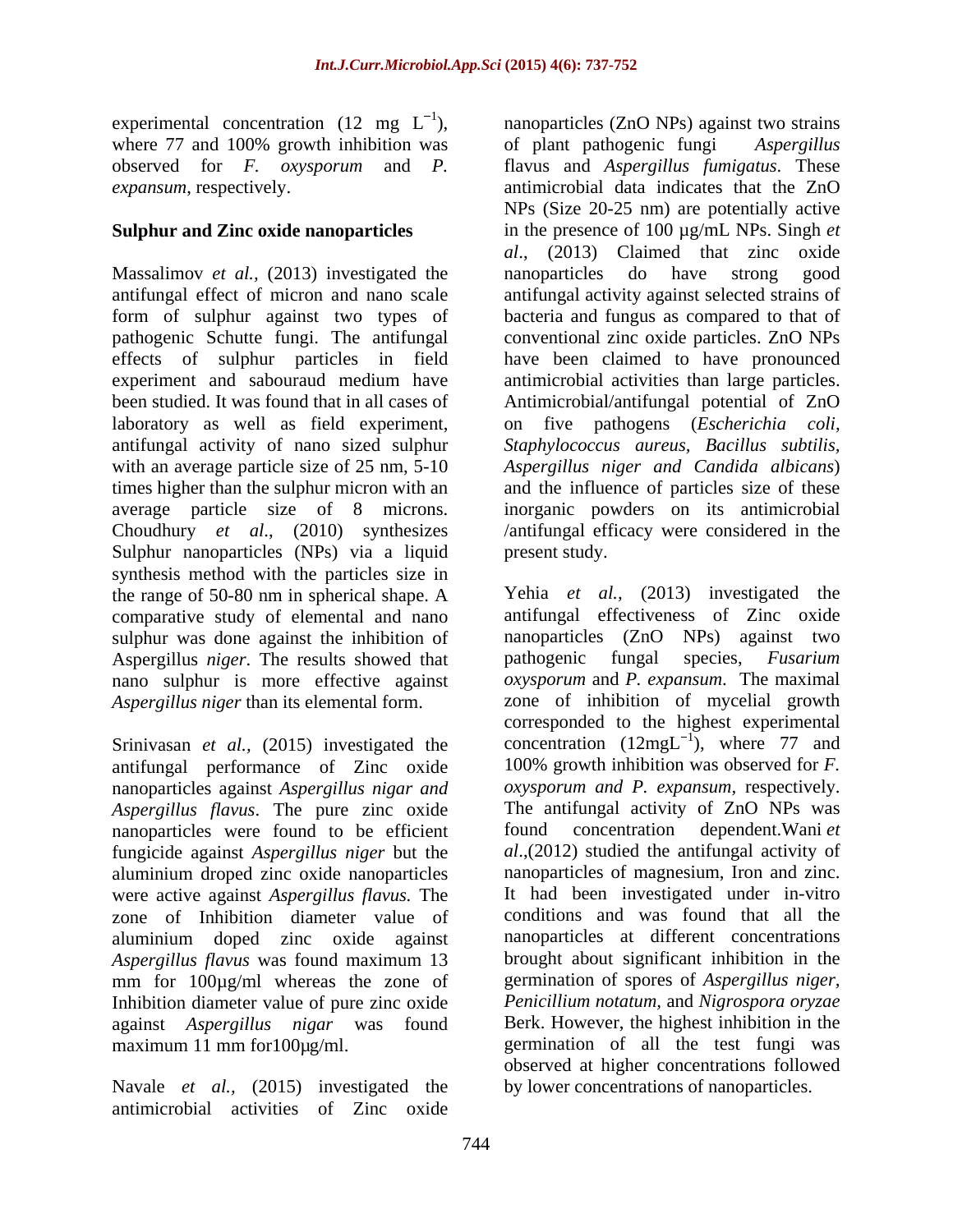experimental concentration (12 mg $L^{-1}$), where 77 and 100% growth inhibition was observed for *F. oxysporum* and *P. expansum*, respectively.

## Sulphur and Zinc oxide nanoparticles

Massalimov *et al.*, (2013) investigated the antifungal effect of micron and nano scale form of sulphur against two types of pathogenic Schutte fungi. The antifungal effects of sulphur particles in field experiment and sabouraud medium have been studied. It was found that in all cases of laboratory as well as field experiment, antifungal activity of nano sized sulphur with an average particle size of 25 nm, 5-10 times higher than the sulphur micron with an average particle size of 8 microns. Choudhury *et al*., (2010) synthesizes Sulphur nanoparticles (NPs) via a liquid synthesis method with the particles size in the range of 50-80 nm in spherical shape. A comparative study of elemental and nano sulphur was done against the inhibition of Aspergillus *niger*. The results showed that nano sulphur is more effective against *Aspergillus niger* than its elemental form.

Srinivasan *et al.,* (2015) investigated the antifungal performance of Zinc oxide nanoparticles against *Aspergillus nigar and Aspergillus flavus*. The pure zinc oxide nanoparticles were found to be efficient fungicide against *Aspergillus niger* but the aluminium droped zinc oxide nanoparticles were active against *Aspergillus flavus.* The zone of Inhibition diameter value of aluminium doped zinc oxide against *Aspergillus flavus* was found maximum 13 mm for 100µg/ml whereas the zone of Inhibition diameter value of pure zinc oxide against *Aspergillus nigar* was found maximum 11 mm for100µg/ml.

Navale *et al.,* (2015) investigated the antimicrobial activities of Zinc oxide nanoparticles (ZnO NPs) against two strains of plant pathogenic fungi *Aspergillus* flavus and *Aspergillus fumigatus*. These antimicrobial data indicates that the ZnO NPs (Size 20-25 nm) are potentially active in the presence of 100 µg/mL NPs. Singh *et al*., (2013) Claimed that zinc oxide nanoparticles do have strong good antifungal activity against selected strains of bacteria and fungus as compared to that of conventional zinc oxide particles. ZnO NPs have been claimed to have pronounced antimicrobial activities than large particles. Antimicrobial/antifungal potential of ZnO on five pathogens (*Escherichia coli, Staphylococcus aureus*, *Bacillus subtilis, Aspergillus niger and Candida albicans*) and the influence of particles size of these inorganic powders on its antimicrobial /antifungal efficacy were considered in the present study.

Yehia *et al.*, (2013) investigated the antifungal effectiveness of Zinc oxide nanoparticles (ZnO NPs) against two pathogenic fungal species, *Fusarium oxysporum* and *P. expansum*. The maximal zone of inhibition of mycelial growth corresponded to the highest experimental concentration (12mg$L^{-1}$), where 77 and 100% growth inhibition was observed for *F. oxysporum and P. expansum*, respectively. The antifungal activity of ZnO NPs was found concentration dependent.Wani *et al*.,(2012) studied the antifungal activity of nanoparticles of magnesium, Iron and zinc. It had been investigated under in-vitro conditions and was found that all the nanoparticles at different concentrations brought about significant inhibition in the germination of spores of *Aspergillus niger, Penicillium notatum,* and *Nigrospora oryzae* Berk. However, the highest inhibition in the germination of all the test fungi was observed at higher concentrations followed by lower concentrations of nanoparticles.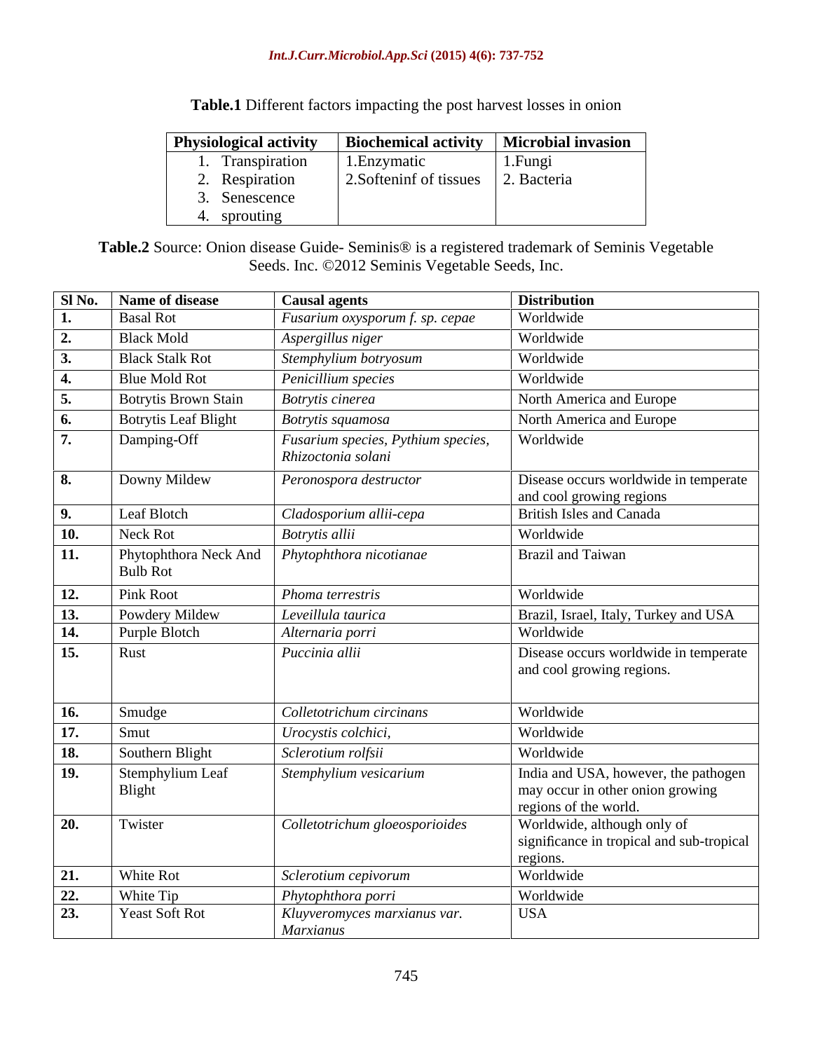**Table.1** Different factors impacting the post harvest losses in onion

| Physiological activity | Biochemical activity | Microbial invasion |
|---|---|---|
| 1. Transpiration<br>2. Respiration<br>3. Senescence<br>4. sprouting | 1.Enzymatic<br>2.Softeninf of tissues | 1.Fungi<br>2. Bacteria |

**Table.2** Source: Onion disease Guide- Seminis® is a registered trademark of Seminis Vegetable Seeds. Inc. ©2012 Seminis Vegetable Seeds, Inc.

| Sl No. | Name of disease | Causal agents | Distribution |
|---|---|---|---|
| **1.** | Basal Rot | *Fusarium oxysporum f. sp. cepae* | Worldwide |
| **2.** | Black Mold | *Aspergillus niger* | Worldwide |
| **3.** | Black Stalk Rot | *Stemphylium botryosum* | Worldwide |
| **4.** | Blue Mold Rot | *Penicillium species* | Worldwide |
| **5.** | Botrytis Brown Stain | *Botrytis cinerea* | North America and Europe |
| **6.** | Botrytis Leaf Blight | *Botrytis squamosa* | North America and Europe |
| **7.** | Damping-Off | *Fusarium species, Pythium species, Rhizoctonia solani* | Worldwide |
| **8.** | Downy Mildew | *Peronospora destructor* | Disease occurs worldwide in temperate and cool growing regions |
| **9.** | Leaf Blotch | *Cladosporium allii-cepa* | British Isles and Canada |
| **10.** | Neck Rot | *Botrytis allii* | Worldwide |
| **11.** | Phytophthora Neck And Bulb Rot | *Phytophthora nicotianae* | Brazil and Taiwan |
| **12.** | Pink Root | *Phoma terrestris* | Worldwide |
| **13.** | Powdery Mildew | *Leveillula taurica* | Brazil, Israel, Italy, Turkey and USA |
| **14.** | Purple Blotch | *Alternaria porri* | Worldwide |
| **15.** | Rust | *Puccinia allii* | Disease occurs worldwide in temperate and cool growing regions. |
| **16.** | Smudge | *Colletotrichum circinans* | Worldwide |
| **17.** | Smut | *Urocystis colchici,* | Worldwide |
| **18.** | Southern Blight | *Sclerotium rolfsii* | Worldwide |
| **19.** | Stemphylium Leaf Blight | *Stemphylium vesicarium* | India and USA, however, the pathogen may occur in other onion growing regions of the world. |
| **20.** | Twister | *Colletotrichum gloeosporioides* | Worldwide, although only of significance in tropical and sub-tropical regions. |
| **21.** | White Rot | *Sclerotium cepivorum* | Worldwide |
| **22.** | White Tip | *Phytophthora porri* | Worldwide |
| **23.** | Yeast Soft Rot | *Kluyveromyces marxianus var. Marxianus* | USA |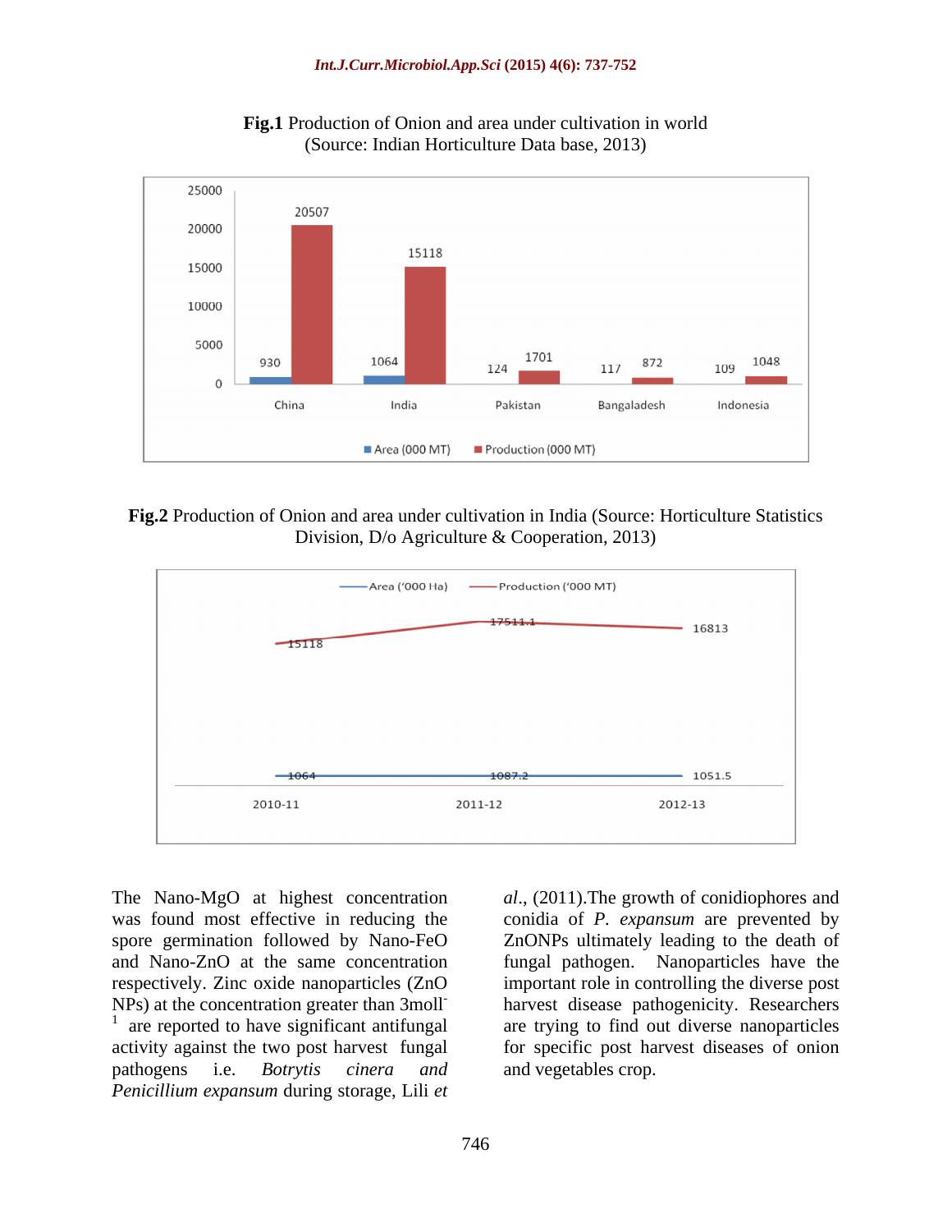**Fig.1** Production of Onion and area under cultivation in world (Source: Indian Horticulture Data base, 2013)

**Fig.2** Production of Onion and area under cultivation in India (Source: Horticulture Statistics Division, D/o Agriculture & Cooperation, 2013)

The Nano-MgO at highest concentration was found most effective in reducing the spore germination followed by Nano-FeO and Nano-ZnO at the same concentration respectively. Zinc oxide nanoparticles (ZnO NPs) at the concentration greater than 3moll$^{-1}$ are reported to have significant antifungal activity against the two post harvest fungal pathogens i.e. *Botrytis cinera and Penicillium expansum* during storage, Lili *et al*., (2011).The growth of conidiophores and conidia of *P. expansum* are prevented by ZnONPs ultimately leading to the death of fungal pathogen. Nanoparticles have the important role in controlling the diverse post harvest disease pathogenicity. Researchers are trying to find out diverse nanoparticles for specific post harvest diseases of onion and vegetables crop.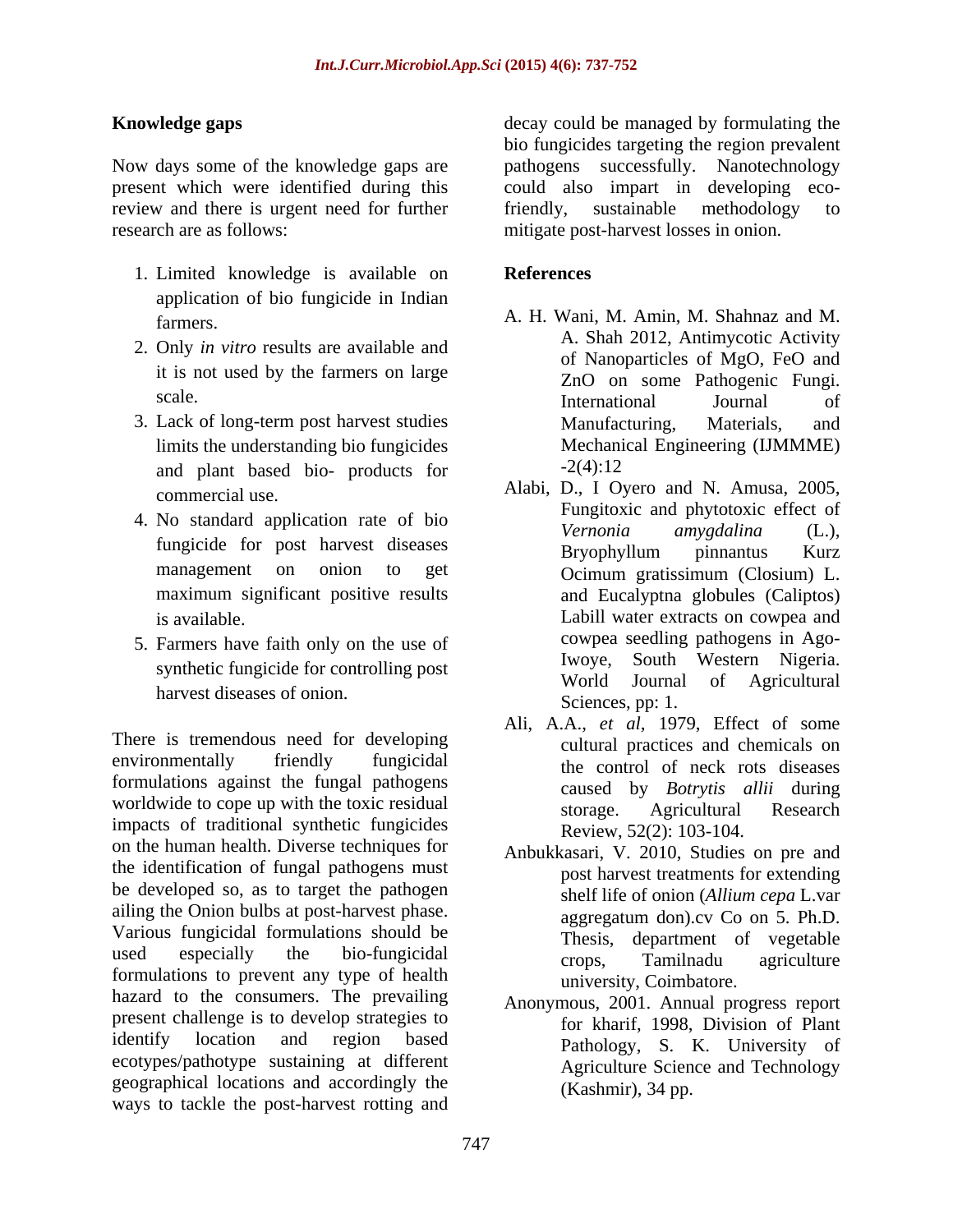## Knowledge gaps

Now days some of the knowledge gaps are present which were identified during this review and there is urgent need for further research are as follows:

1. Limited knowledge is available on application of bio fungicide in Indian farmers.
2. Only *in vitro* results are available and it is not used by the farmers on large scale.
3. Lack of long-term post harvest studies limits the understanding bio fungicides and plant based bio- products for commercial use.
4. No standard application rate of bio fungicide for post harvest diseases management on onion to get maximum significant positive results is available.
5. Farmers have faith only on the use of synthetic fungicide for controlling post harvest diseases of onion.

There is tremendous need for developing environmentally friendly fungicidal formulations against the fungal pathogens worldwide to cope up with the toxic residual impacts of traditional synthetic fungicides on the human health. Diverse techniques for the identification of fungal pathogens must be developed so, as to target the pathogen ailing the Onion bulbs at post-harvest phase. Various fungicidal formulations should be used especially the bio-fungicidal formulations to prevent any type of health hazard to the consumers. The prevailing present challenge is to develop strategies to identify location and region based ecotypes/pathotype sustaining at different geographical locations and accordingly the ways to tackle the post-harvest rotting and decay could be managed by formulating the bio fungicides targeting the region prevalent pathogens successfully. Nanotechnology could also impart in developing eco-friendly, sustainable methodology to mitigate post-harvest losses in onion.

## References

A. H. Wani, M. Amin, M. Shahnaz and M. A. Shah 2012, Antimycotic Activity of Nanoparticles of MgO, FeO and ZnO on some Pathogenic Fungi. International Journal of Manufacturing, Materials, and Mechanical Engineering (IJMMME) -2(4):12

Alabi, D., I Oyero and N. Amusa, 2005, Fungitoxic and phytotoxic effect of *Vernonia amygdalina* (L.), Bryophyllum pinnantus Kurz Ocimum gratissimum (Closium) L. and Eucalyptna globules (Caliptos) Labill water extracts on cowpea and cowpea seedling pathogens in Ago-Iwoye, South Western Nigeria. World Journal of Agricultural Sciences, pp: 1.

Ali, A.A., *et al*, 1979, Effect of some cultural practices and chemicals on the control of neck rots diseases caused by *Botrytis allii* during storage. Agricultural Research Review, 52(2): 103-104.

Anbukkasari, V. 2010, Studies on pre and post harvest treatments for extending shelf life of onion (*Allium cepa* L.var aggregatum don).cv Co on 5. Ph.D. Thesis, department of vegetable crops, Tamilnadu agriculture university, Coimbatore.

Anonymous, 2001. Annual progress report for kharif, 1998, Division of Plant Pathology, S. K. University of Agriculture Science and Technology (Kashmir), 34 pp.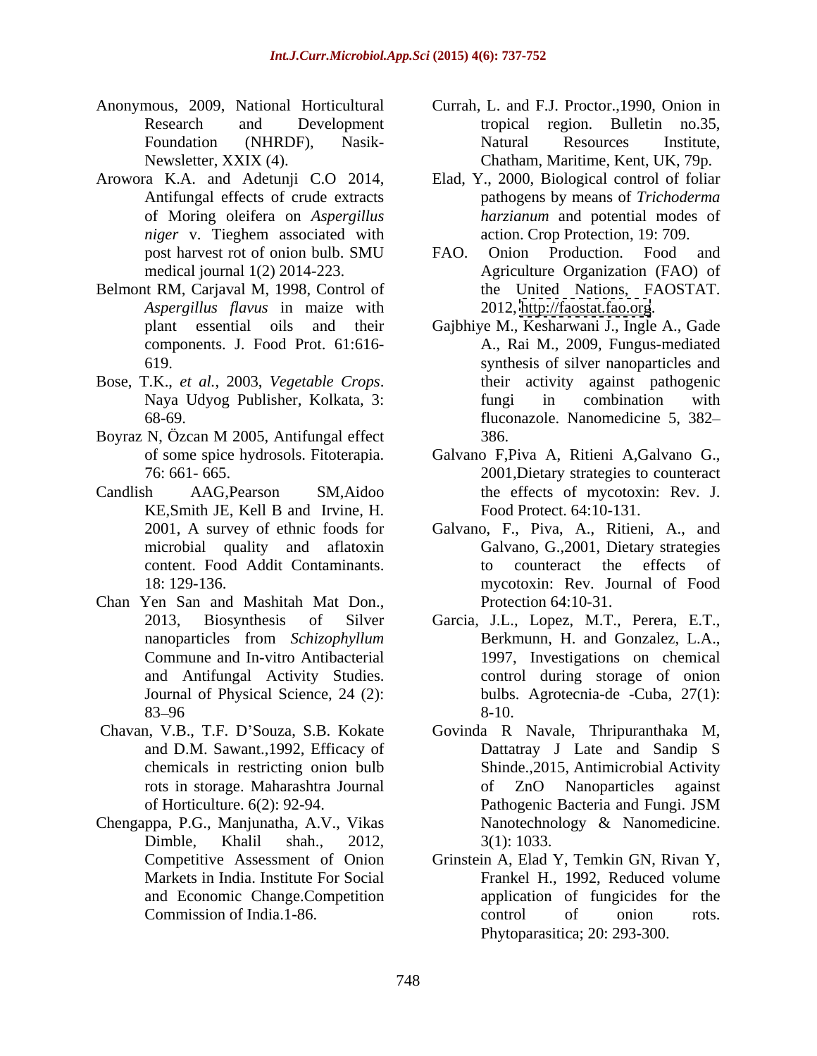Anonymous, 2009, National Horticultural Research and Development Foundation (NHRDF), Nasik-Newsletter, XXIX (4).

Arowora K.A. and Adetunji C.O 2014, Antifungal effects of crude extracts of Moring oleifera on *Aspergillus niger* v. Tieghem associated with post harvest rot of onion bulb. SMU medical journal 1(2) 2014-223.

Belmont RM, Carjaval M, 1998, Control of *Aspergillus flavus* in maize with plant essential oils and their components. J. Food Prot. 61:616-619.

Bose, T.K., *et al.*, 2003, *Vegetable Crops*. Naya Udyog Publisher, Kolkata, 3: 68-69.

Boyraz N, Özcan M 2005, Antifungal effect of some spice hydrosols. Fitoterapia. 76: 661- 665.

Candlish AAG,Pearson SM,Aidoo KE,Smith JE, Kell B and Irvine, H. 2001, A survey of ethnic foods for microbial quality and aflatoxin content. Food Addit Contaminants. 18: 129-136.

Chan Yen San and Mashitah Mat Don., 2013, Biosynthesis of Silver nanoparticles from *Schizophyllum* Commune and In-vitro Antibacterial and Antifungal Activity Studies. Journal of Physical Science, 24 (2): 83–96

Chavan, V.B., T.F. D'Souza, S.B. Kokate and D.M. Sawant.,1992, Efficacy of chemicals in restricting onion bulb rots in storage. Maharashtra Journal of Horticulture. 6(2): 92-94.

Chengappa, P.G., Manjunatha, A.V., Vikas Dimble, Khalil shah., 2012, Competitive Assessment of Onion Markets in India. Institute For Social and Economic Change.Competition Commission of India.1-86.

Currah, L. and F.J. Proctor.,1990, Onion in tropical region. Bulletin no.35, Natural Resources Institute, Chatham, Maritime, Kent, UK, 79p.

Elad, Y., 2000, Biological control of foliar pathogens by means of *Trichoderma harzianum* and potential modes of action. Crop Protection, 19: 709.

FAO. Onion Production. Food and Agriculture Organization (FAO) of the United Nations, FAOSTAT. 2012, http://faostat.fao.org.

Gajbhiye M., Kesharwani J., Ingle A., Gade A., Rai M., 2009, Fungus-mediated synthesis of silver nanoparticles and their activity against pathogenic fungi in combination with fluconazole. Nanomedicine 5, 382–386.

Galvano F,Piva A, Ritieni A,Galvano G., 2001,Dietary strategies to counteract the effects of mycotoxin: Rev. J. Food Protect. 64:10-131.

Galvano, F., Piva, A., Ritieni, A., and Galvano, G.,2001, Dietary strategies to counteract the effects of mycotoxin: Rev. Journal of Food Protection 64:10-31.

Garcia, J.L., Lopez, M.T., Perera, E.T., Berkmunn, H. and Gonzalez, L.A., 1997, Investigations on chemical control during storage of onion bulbs. Agrotecnia-de -Cuba, 27(1): 8-10.

Govinda R Navale, Thripuranthaka M, Dattatray J Late and Sandip S Shinde.,2015, Antimicrobial Activity of ZnO Nanoparticles against Pathogenic Bacteria and Fungi. JSM Nanotechnology & Nanomedicine. 3(1): 1033.

Grinstein A, Elad Y, Temkin GN, Rivan Y, Frankel H., 1992, Reduced volume application of fungicides for the control of onion rots. Phytoparasitica; 20: 293-300.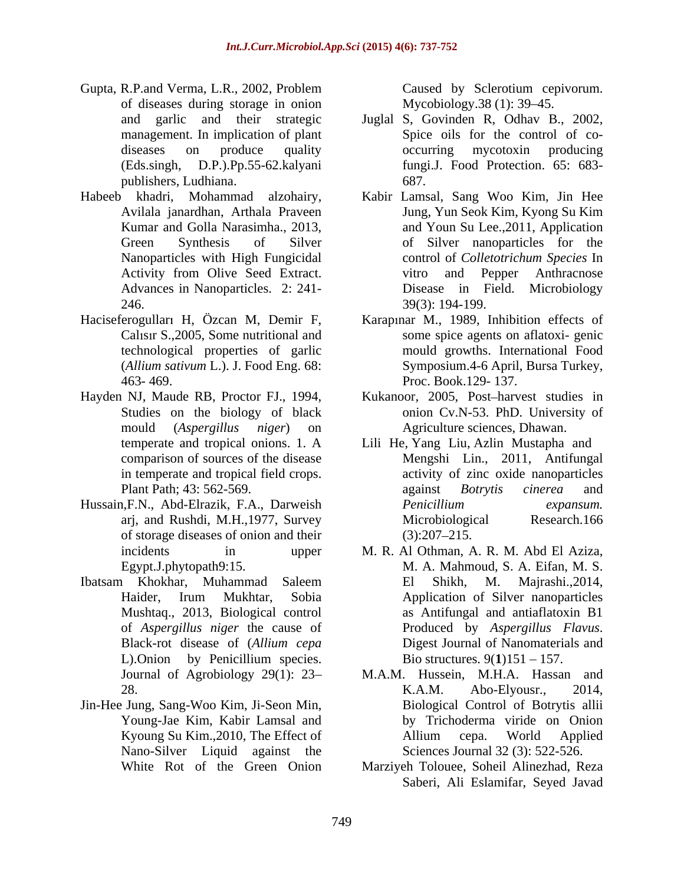Gupta, R.P.and Verma, L.R., 2002, Problem of diseases during storage in onion and garlic and their strategic management. In implication of plant diseases on produce quality (Eds.singh, D.P.).Pp.55-62.kalyani publishers, Ludhiana.

Habeeb khadri, Mohammad alzohairy, Avilala janardhan, Arthala Praveen Kumar and Golla Narasimha., 2013, Green Synthesis of Silver Nanoparticles with High Fungicidal Activity from Olive Seed Extract. Advances in Nanoparticles. 2: 241-246.

Haciseferogulları H, Özcan M, Demir F, Calısır S.,2005, Some nutritional and technological properties of garlic (*Allium sativum* L.). J. Food Eng. 68: 463- 469.

Hayden NJ, Maude RB, Proctor FJ., 1994, Studies on the biology of black mould (*Aspergillus niger*) on temperate and tropical onions. 1. A comparison of sources of the disease in temperate and tropical field crops. Plant Path; 43: 562-569.

Hussain,F.N., Abd-Elrazik, F.A., Darweish arj, and Rushdi, M.H.,1977, Survey of storage diseases of onion and their incidents in upper Egypt.J.phytopath9:15.

Ibatsam Khokhar, Muhammad Saleem Haider, Irum Mukhtar, Sobia Mushtaq., 2013, Biological control of *Aspergillus niger* the cause of Black-rot disease of (*Allium cepa* L).Onion by Penicillium species. Journal of Agrobiology 29(1): 23–28.

Jin-Hee Jung, Sang-Woo Kim, Ji-Seon Min, Young-Jae Kim, Kabir Lamsal and Kyoung Su Kim.,2010, The Effect of Nano-Silver Liquid against the White Rot of the Green Onion Caused by Sclerotium cepivorum. Mycobiology.38 (1): 39–45.

Juglal S, Govinden R, Odhav B., 2002, Spice oils for the control of co-occurring mycotoxin producing fungi.J. Food Protection. 65: 683-687.

Kabir Lamsal, Sang Woo Kim, Jin Hee Jung, Yun Seok Kim, Kyong Su Kim and Youn Su Lee.,2011, Application of Silver nanoparticles for the control of *Colletotrichum Species* In vitro and Pepper Anthracnose Disease in Field. Microbiology 39(3): 194-199.

Karapınar M., 1989, Inhibition effects of some spice agents on aflatoxi- genic mould growths. International Food Symposium.4-6 April, Bursa Turkey, Proc. Book.129- 137.

Kukanoor, 2005, Post–harvest studies in onion Cv.N-53. PhD. University of Agriculture sciences, Dhawan.

Lili He, Yang Liu, Azlin Mustapha and Mengshi Lin., 2011, Antifungal activity of zinc oxide nanoparticles against *Botrytis cinerea* and *Penicillium expansum.* Microbiological Research.166 (3):207–215.

M. R. Al Othman, A. R. M. Abd El Aziza, M. A. Mahmoud, S. A. Eifan, M. S. El Shikh, M. Majrashi.,2014, Application of Silver nanoparticles as Antifungal and antiaflatoxin B1 Produced by *Aspergillus Flavus*. Digest Journal of Nanomaterials and Bio structures. 9(**1**)151 – 157.

M.A.M. Hussein, M.H.A. Hassan and K.A.M. Abo-Elyousr., 2014, Biological Control of Botrytis allii by Trichoderma viride on Onion Allium cepa. World Applied Sciences Journal 32 (3): 522-526.

Marziyeh Tolouee, Soheil Alinezhad, Reza Saberi, Ali Eslamifar, Seyed Javad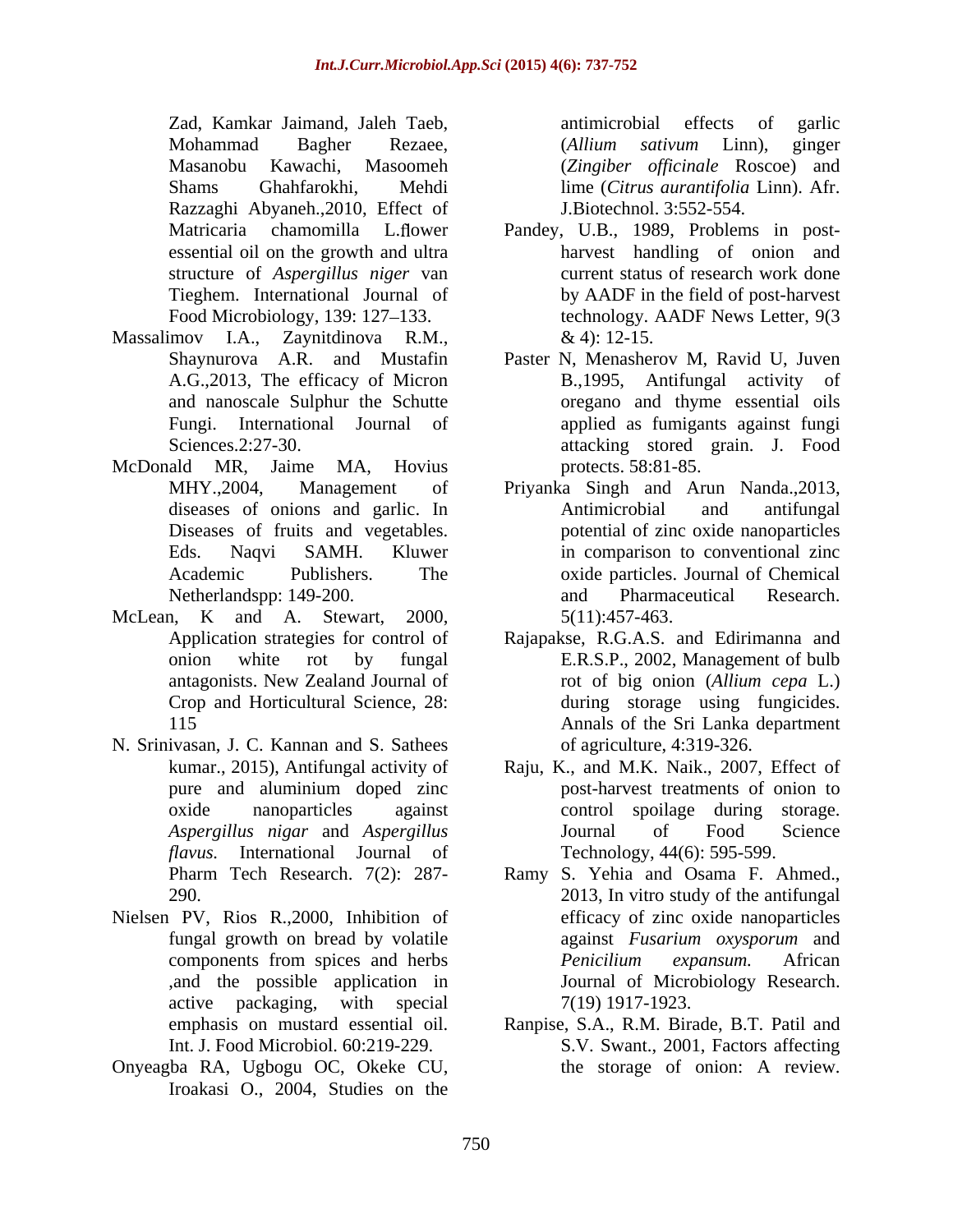Zad, Kamkar Jaimand, Jaleh Taeb, Mohammad Bagher Rezaee, Masanobu Kawachi, Masoomeh Shams Ghahfarokhi, Mehdi Razzaghi Abyaneh.,2010, Effect of Matricaria chamomilla L.flower essential oil on the growth and ultra structure of *Aspergillus niger* van Tieghem. International Journal of Food Microbiology, 139: 127–133.

Massalimov I.A., Zaynitdinova R.M., Shaynurova A.R. and Mustafin A.G.,2013, The efficacy of Micron and nanoscale Sulphur the Schutte Fungi. International Journal of Sciences.2:27-30.

McDonald MR, Jaime MA, Hovius MHY.,2004, Management of diseases of onions and garlic. In Diseases of fruits and vegetables. Eds. Naqvi SAMH. Kluwer Academic Publishers. The Netherlandspp: 149-200.

McLean, K and A. Stewart, 2000, Application strategies for control of onion white rot by fungal antagonists. New Zealand Journal of Crop and Horticultural Science, 28: 115

N. Srinivasan, J. C. Kannan and S. Sathees kumar., 2015), Antifungal activity of pure and aluminium doped zinc oxide nanoparticles against *Aspergillus nigar* and *Aspergillus flavus.* International Journal of Pharm Tech Research. 7(2): 287-290.

Nielsen PV, Rios R.,2000, Inhibition of fungal growth on bread by volatile components from spices and herbs ,and the possible application in active packaging, with special emphasis on mustard essential oil. Int. J. Food Microbiol. 60:219-229.

Onyeagba RA, Ugbogu OC, Okeke CU, Iroakasi O., 2004, Studies on the antimicrobial effects of garlic (*Allium sativum* Linn), ginger (*Zingiber officinale* Roscoe) and lime (*Citrus aurantifolia* Linn). Afr. J.Biotechnol. 3:552-554.

Pandey, U.B., 1989, Problems in post-harvest handling of onion and current status of research work done by AADF in the field of post-harvest technology. AADF News Letter, 9(3 & 4): 12-15.

Paster N, Menasherov M, Ravid U, Juven B.,1995, Antifungal activity of oregano and thyme essential oils applied as fumigants against fungi attacking stored grain. J. Food protects. 58:81-85.

Priyanka Singh and Arun Nanda.,2013, Antimicrobial and antifungal potential of zinc oxide nanoparticles in comparison to conventional zinc oxide particles. Journal of Chemical and Pharmaceutical Research. 5(11):457-463.

Rajapakse, R.G.A.S. and Edirimanna and E.R.S.P., 2002, Management of bulb rot of big onion (*Allium cepa* L.) during storage using fungicides. Annals of the Sri Lanka department of agriculture, 4:319-326.

Raju, K., and M.K. Naik., 2007, Effect of post-harvest treatments of onion to control spoilage during storage. Journal of Food Science Technology, 44(6): 595-599.

Ramy S. Yehia and Osama F. Ahmed., 2013, In vitro study of the antifungal efficacy of zinc oxide nanoparticles against *Fusarium oxysporum* and *Penicilium expansum.* African Journal of Microbiology Research. 7(19) 1917-1923.

Ranpise, S.A., R.M. Birade, B.T. Patil and S.V. Swant., 2001, Factors affecting the storage of onion: A review.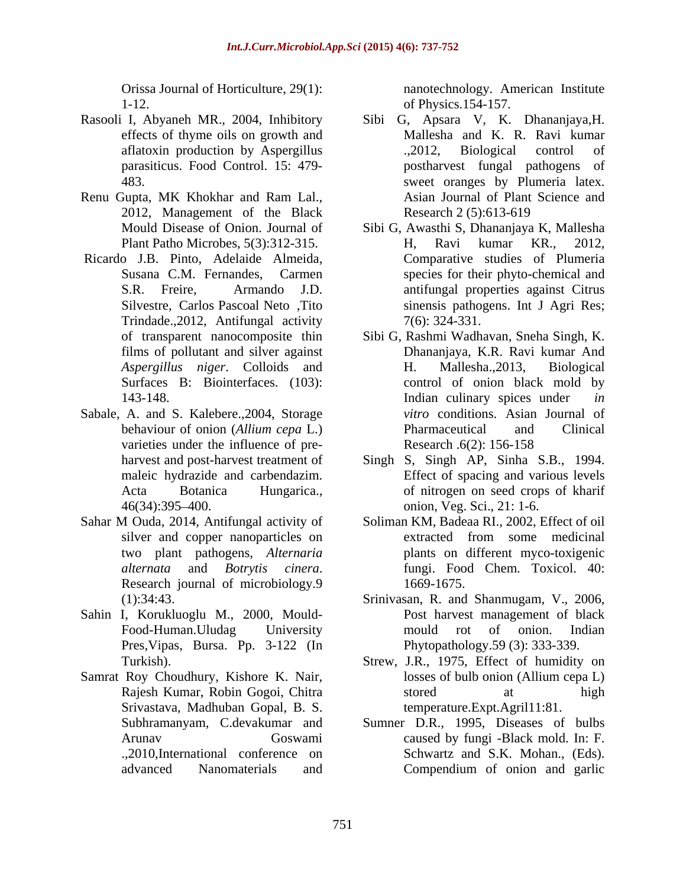Orissa Journal of Horticulture, 29(1): 1-12.

Rasooli I, Abyaneh MR., 2004, Inhibitory effects of thyme oils on growth and aflatoxin production by Aspergillus parasiticus. Food Control. 15: 479-483.

Renu Gupta, MK Khokhar and Ram Lal., 2012, Management of the Black Mould Disease of Onion. Journal of Plant Patho Microbes, 5(3):312-315.

Ricardo J.B. Pinto, Adelaide Almeida, Susana C.M. Fernandes, Carmen S.R. Freire, Armando J.D. Silvestre, Carlos Pascoal Neto ,Tito Trindade.,2012, Antifungal activity of transparent nanocomposite thin films of pollutant and silver against *Aspergillus niger*. Colloids and Surfaces B: Biointerfaces. (103): 143-148.

Sabale, A. and S. Kalebere.,2004, Storage behaviour of onion (*Allium cepa* L.) varieties under the influence of pre-harvest and post-harvest treatment of maleic hydrazide and carbendazim. Acta Botanica Hungarica., 46(34):395–400.

Sahar M Ouda, 2014, Antifungal activity of silver and copper nanoparticles on two plant pathogens, *Alternaria alternata* and *Botrytis cinera*. Research journal of microbiology.9 (1):34:43.

Sahin I, Korukluoglu M., 2000, Mould-Food-Human.Uludag University Pres,Vipas, Bursa. Pp. 3-122 (In Turkish).

Samrat Roy Choudhury, Kishore K. Nair, Rajesh Kumar, Robin Gogoi, Chitra Srivastava, Madhuban Gopal, B. S. Subhramanyam, C.devakumar and Arunav Goswami .,2010,International conference on advanced Nanomaterials and nanotechnology. American Institute of Physics.154-157.

Sibi G, Apsara V, K. Dhananjaya,H. Mallesha and K. R. Ravi kumar .,2012, Biological control of postharvest fungal pathogens of sweet oranges by Plumeria latex. Asian Journal of Plant Science and Research 2 (5):613-619

Sibi G, Awasthi S, Dhananjaya K, Mallesha H, Ravi kumar KR., 2012, Comparative studies of Plumeria species for their phyto-chemical and antifungal properties against Citrus sinensis pathogens. Int J Agri Res; 7(6): 324-331.

Sibi G, Rashmi Wadhavan, Sneha Singh, K. Dhananjaya, K.R. Ravi kumar And H. Mallesha.,2013, Biological control of onion black mold by Indian culinary spices under *in vitro* conditions. Asian Journal of Pharmaceutical and Clinical Research .6(2): 156-158

Singh S, Singh AP, Sinha S.B., 1994. Effect of spacing and various levels of nitrogen on seed crops of kharif onion, Veg. Sci., 21: 1-6.

Soliman KM, Badeaa RI., 2002, Effect of oil extracted from some medicinal plants on different myco-toxigenic fungi. Food Chem. Toxicol. 40: 1669-1675.

Srinivasan, R. and Shanmugam, V., 2006, Post harvest management of black mould rot of onion. Indian Phytopathology.59 (3): 333-339.

Strew, J.R., 1975, Effect of humidity on losses of bulb onion (Allium cepa L) stored at high temperature.Expt.Agril11:81.

Sumner D.R., 1995, Diseases of bulbs caused by fungi -Black mold. In: F. Schwartz and S.K. Mohan., (Eds). Compendium of onion and garlic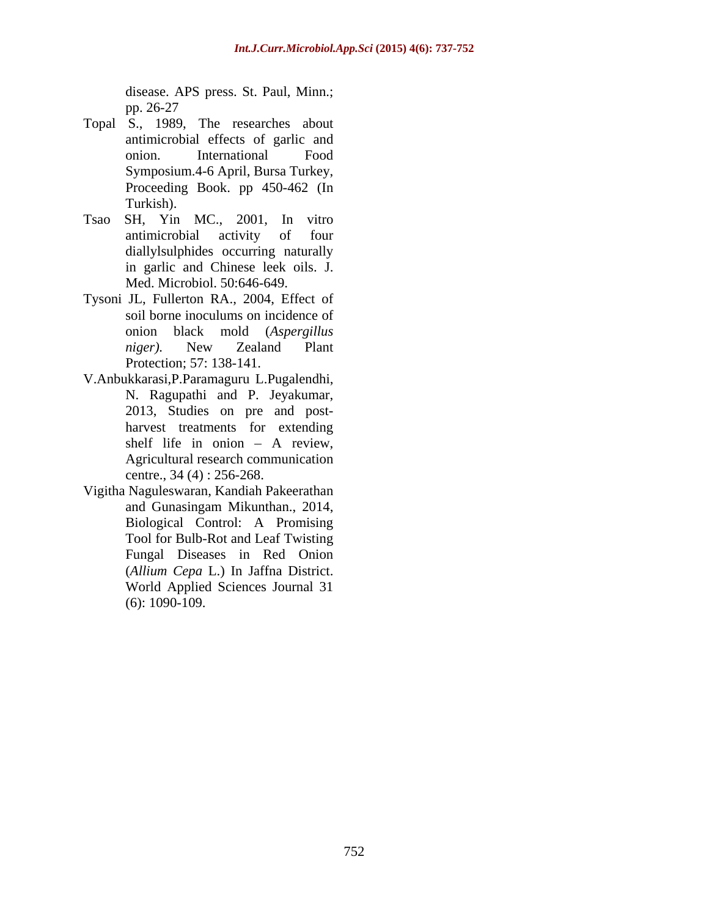disease. APS press. St. Paul, Minn.; pp. 26-27

Topal S., 1989, The researches about antimicrobial effects of garlic and onion. International Food Symposium.4-6 April, Bursa Turkey, Proceeding Book. pp 450-462 (In Turkish).

Tsao SH, Yin MC., 2001, In vitro antimicrobial activity of four diallylsulphides occurring naturally in garlic and Chinese leek oils. J. Med. Microbiol. 50:646-649.

Tysoni JL, Fullerton RA., 2004, Effect of soil borne inoculums on incidence of onion black mold (*Aspergillus niger)*. New Zealand Plant Protection; 57: 138-141.

V.Anbukkarasi,P.Paramaguru L.Pugalendhi, N. Ragupathi and P. Jeyakumar, 2013, Studies on pre and post-harvest treatments for extending shelf life in onion – A review, Agricultural research communication centre., 34 (4) : 256-268.

Vigitha Naguleswaran, Kandiah Pakeerathan and Gunasingam Mikunthan., 2014, Biological Control: A Promising Tool for Bulb-Rot and Leaf Twisting Fungal Diseases in Red Onion (*Allium Cepa* L.) In Jaffna District. World Applied Sciences Journal 31 (6): 1090-109.